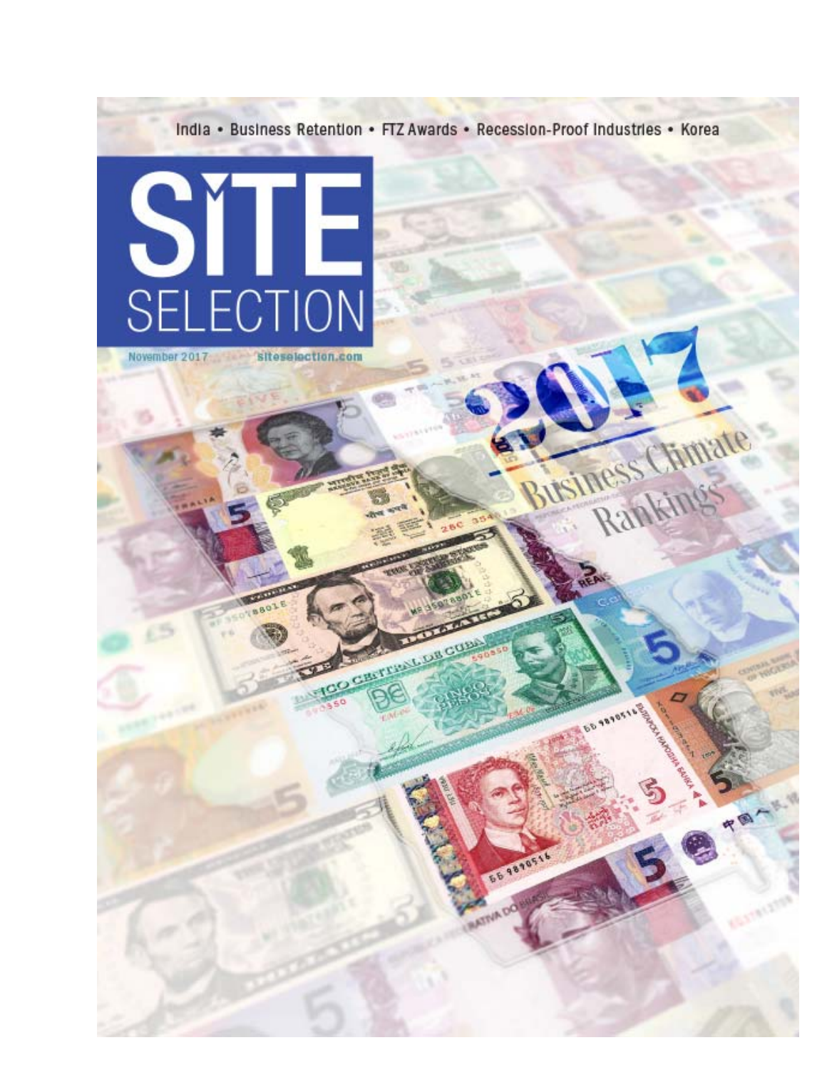India • Business Retention • FTZ Awards • Recession-Proof Industries • Korea

# SITE SELECTION

November 2017 siteselection.com

# 2017 Business Climate Rankings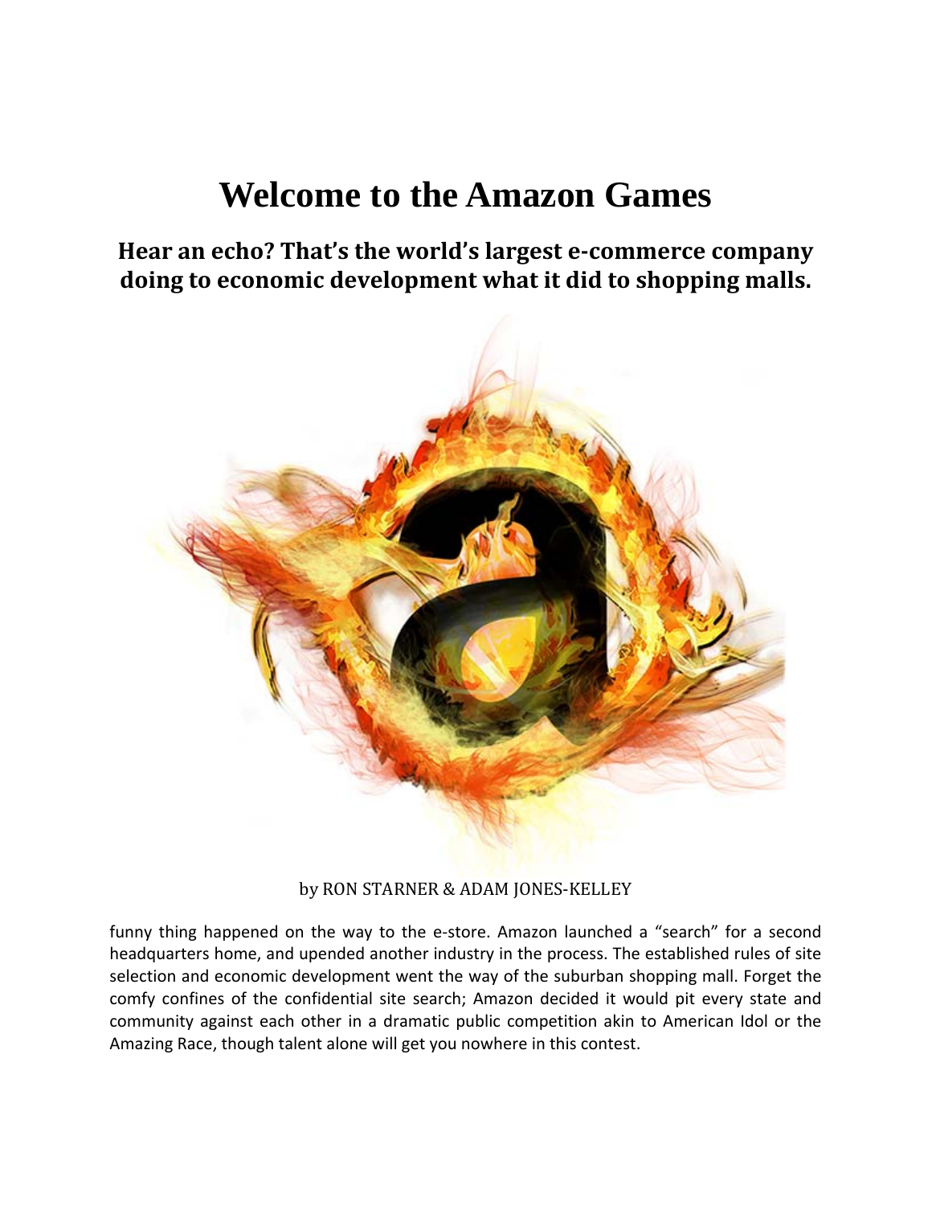# Welcome to the Amazon Games

## Hear an echo? That's the world's largest e-commerce company doing to economic development what it did to shopping malls.

by RON STARNER & ADAM JONES-KELLEY

funny thing happened on the way to the e-store. Amazon launched a "search" for a second headquarters home, and upended another industry in the process. The established rules of site selection and economic development went the way of the suburban shopping mall. Forget the comfy confines of the confidential site search; Amazon decided it would pit every state and community against each other in a dramatic public competition akin to American Idol or the Amazing Race, though talent alone will get you nowhere in this contest.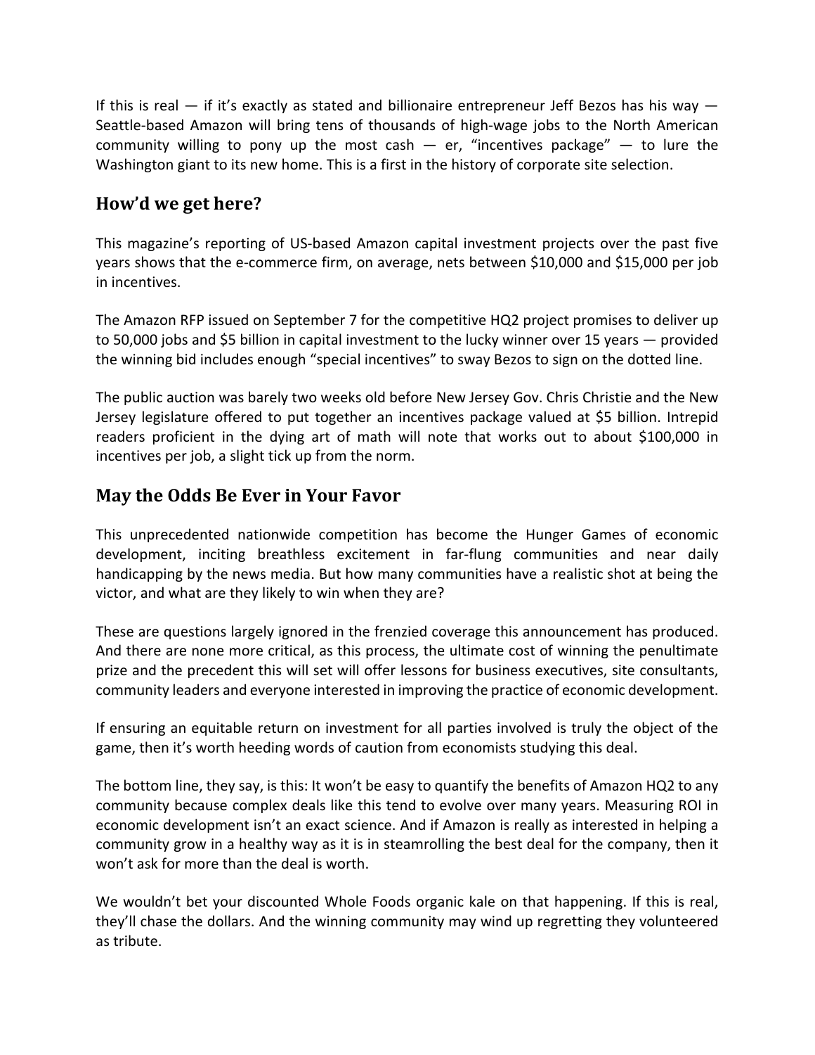If this is real — if it's exactly as stated and billionaire entrepreneur Jeff Bezos has his way — Seattle-based Amazon will bring tens of thousands of high-wage jobs to the North American community willing to pony up the most cash — er, "incentives package" — to lure the Washington giant to its new home. This is a first in the history of corporate site selection.

## How'd we get here?

This magazine's reporting of US-based Amazon capital investment projects over the past five years shows that the e-commerce firm, on average, nets between $10,000 and $15,000 per job in incentives.

The Amazon RFP issued on September 7 for the competitive HQ2 project promises to deliver up to 50,000 jobs and $5 billion in capital investment to the lucky winner over 15 years — provided the winning bid includes enough "special incentives" to sway Bezos to sign on the dotted line.

The public auction was barely two weeks old before New Jersey Gov. Chris Christie and the New Jersey legislature offered to put together an incentives package valued at $5 billion. Intrepid readers proficient in the dying art of math will note that works out to about $100,000 in incentives per job, a slight tick up from the norm.

## May the Odds Be Ever in Your Favor

This unprecedented nationwide competition has become the Hunger Games of economic development, inciting breathless excitement in far-flung communities and near daily handicapping by the news media. But how many communities have a realistic shot at being the victor, and what are they likely to win when they are?

These are questions largely ignored in the frenzied coverage this announcement has produced. And there are none more critical, as this process, the ultimate cost of winning the penultimate prize and the precedent this will set will offer lessons for business executives, site consultants, community leaders and everyone interested in improving the practice of economic development.

If ensuring an equitable return on investment for all parties involved is truly the object of the game, then it's worth heeding words of caution from economists studying this deal.

The bottom line, they say, is this: It won't be easy to quantify the benefits of Amazon HQ2 to any community because complex deals like this tend to evolve over many years. Measuring ROI in economic development isn't an exact science. And if Amazon is really as interested in helping a community grow in a healthy way as it is in steamrolling the best deal for the company, then it won't ask for more than the deal is worth.

We wouldn't bet your discounted Whole Foods organic kale on that happening. If this is real, they'll chase the dollars. And the winning community may wind up regretting they volunteered as tribute.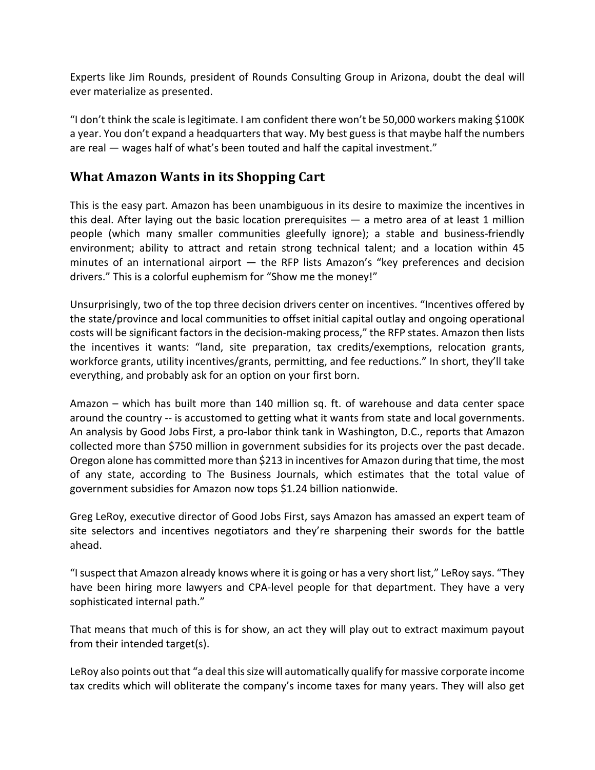Experts like Jim Rounds, president of Rounds Consulting Group in Arizona, doubt the deal will ever materialize as presented.

“I don’t think the scale is legitimate. I am confident there won’t be 50,000 workers making $100K a year. You don’t expand a headquarters that way. My best guess is that maybe half the numbers are real — wages half of what’s been touted and half the capital investment.”

## What Amazon Wants in its Shopping Cart

This is the easy part. Amazon has been unambiguous in its desire to maximize the incentives in this deal. After laying out the basic location prerequisites — a metro area of at least 1 million people (which many smaller communities gleefully ignore); a stable and business-friendly environment; ability to attract and retain strong technical talent; and a location within 45 minutes of an international airport — the RFP lists Amazon’s “key preferences and decision drivers.” This is a colorful euphemism for “Show me the money!”

Unsurprisingly, two of the top three decision drivers center on incentives. “Incentives offered by the state/province and local communities to offset initial capital outlay and ongoing operational costs will be significant factors in the decision-making process,” the RFP states. Amazon then lists the incentives it wants: “land, site preparation, tax credits/exemptions, relocation grants, workforce grants, utility incentives/grants, permitting, and fee reductions.” In short, they’ll take everything, and probably ask for an option on your first born.

Amazon – which has built more than 140 million sq. ft. of warehouse and data center space around the country -- is accustomed to getting what it wants from state and local governments. An analysis by Good Jobs First, a pro-labor think tank in Washington, D.C., reports that Amazon collected more than $750 million in government subsidies for its projects over the past decade. Oregon alone has committed more than $213 in incentives for Amazon during that time, the most of any state, according to The Business Journals, which estimates that the total value of government subsidies for Amazon now tops $1.24 billion nationwide.

Greg LeRoy, executive director of Good Jobs First, says Amazon has amassed an expert team of site selectors and incentives negotiators and they’re sharpening their swords for the battle ahead.

“I suspect that Amazon already knows where it is going or has a very short list,” LeRoy says. “They have been hiring more lawyers and CPA-level people for that department. They have a very sophisticated internal path.”

That means that much of this is for show, an act they will play out to extract maximum payout from their intended target(s).

LeRoy also points out that “a deal this size will automatically qualify for massive corporate income tax credits which will obliterate the company’s income taxes for many years. They will also get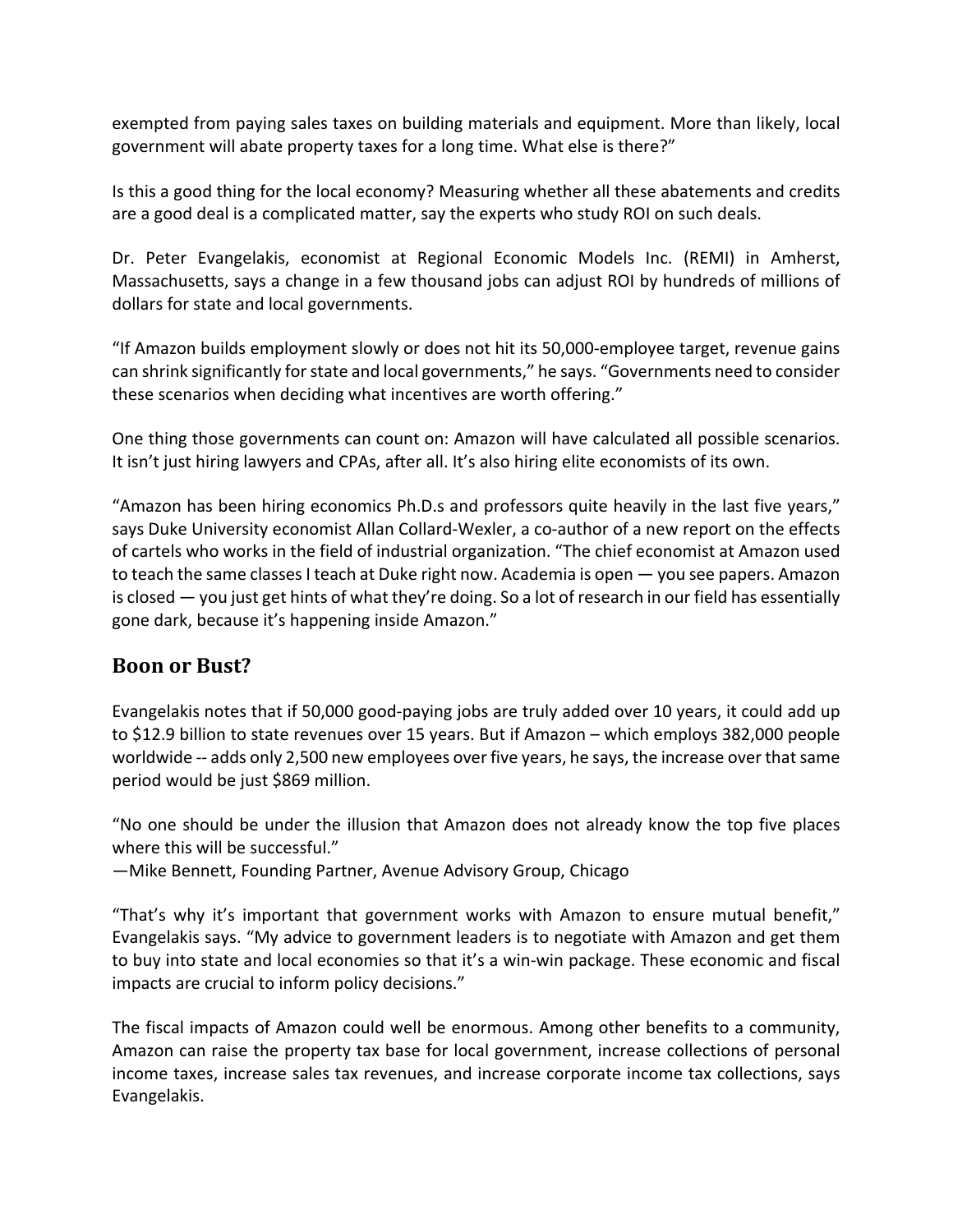exempted from paying sales taxes on building materials and equipment. More than likely, local government will abate property taxes for a long time. What else is there?"

Is this a good thing for the local economy? Measuring whether all these abatements and credits are a good deal is a complicated matter, say the experts who study ROI on such deals.

Dr. Peter Evangelakis, economist at Regional Economic Models Inc. (REMI) in Amherst, Massachusetts, says a change in a few thousand jobs can adjust ROI by hundreds of millions of dollars for state and local governments.

"If Amazon builds employment slowly or does not hit its 50,000-employee target, revenue gains can shrink significantly for state and local governments," he says. "Governments need to consider these scenarios when deciding what incentives are worth offering."

One thing those governments can count on: Amazon will have calculated all possible scenarios. It isn't just hiring lawyers and CPAs, after all. It's also hiring elite economists of its own.

"Amazon has been hiring economics Ph.D.s and professors quite heavily in the last five years," says Duke University economist Allan Collard-Wexler, a co-author of a new report on the effects of cartels who works in the field of industrial organization. "The chief economist at Amazon used to teach the same classes I teach at Duke right now. Academia is open — you see papers. Amazon is closed — you just get hints of what they're doing. So a lot of research in our field has essentially gone dark, because it's happening inside Amazon."

## Boon or Bust?

Evangelakis notes that if 50,000 good-paying jobs are truly added over 10 years, it could add up to $12.9 billion to state revenues over 15 years. But if Amazon – which employs 382,000 people worldwide -- adds only 2,500 new employees over five years, he says, the increase over that same period would be just $869 million.

"No one should be under the illusion that Amazon does not already know the top five places where this will be successful."
—Mike Bennett, Founding Partner, Avenue Advisory Group, Chicago

"That's why it's important that government works with Amazon to ensure mutual benefit," Evangelakis says. "My advice to government leaders is to negotiate with Amazon and get them to buy into state and local economies so that it's a win-win package. These economic and fiscal impacts are crucial to inform policy decisions."

The fiscal impacts of Amazon could well be enormous. Among other benefits to a community, Amazon can raise the property tax base for local government, increase collections of personal income taxes, increase sales tax revenues, and increase corporate income tax collections, says Evangelakis.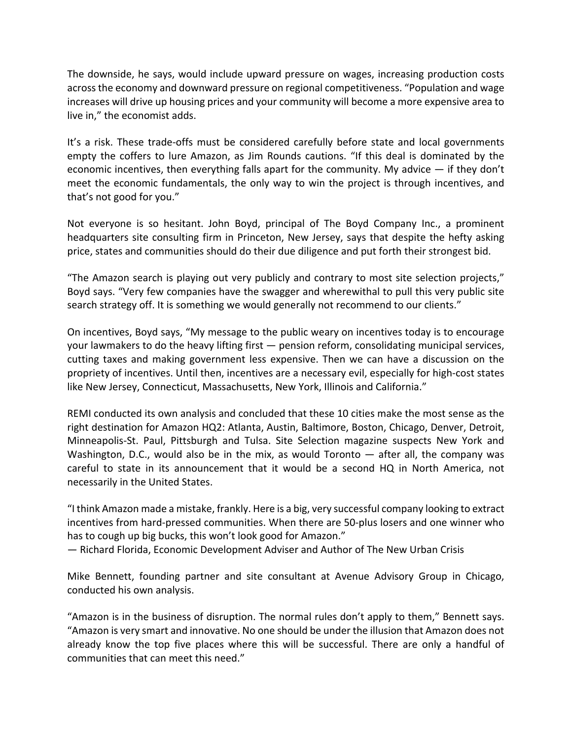The downside, he says, would include upward pressure on wages, increasing production costs across the economy and downward pressure on regional competitiveness. “Population and wage increases will drive up housing prices and your community will become a more expensive area to live in,” the economist adds.

It’s a risk. These trade-offs must be considered carefully before state and local governments empty the coffers to lure Amazon, as Jim Rounds cautions. “If this deal is dominated by the economic incentives, then everything falls apart for the community. My advice — if they don’t meet the economic fundamentals, the only way to win the project is through incentives, and that’s not good for you.”

Not everyone is so hesitant. John Boyd, principal of The Boyd Company Inc., a prominent headquarters site consulting firm in Princeton, New Jersey, says that despite the hefty asking price, states and communities should do their due diligence and put forth their strongest bid.

“The Amazon search is playing out very publicly and contrary to most site selection projects,” Boyd says. “Very few companies have the swagger and wherewithal to pull this very public site search strategy off. It is something we would generally not recommend to our clients.”

On incentives, Boyd says, “My message to the public weary on incentives today is to encourage your lawmakers to do the heavy lifting first — pension reform, consolidating municipal services, cutting taxes and making government less expensive. Then we can have a discussion on the propriety of incentives. Until then, incentives are a necessary evil, especially for high-cost states like New Jersey, Connecticut, Massachusetts, New York, Illinois and California.”

REMI conducted its own analysis and concluded that these 10 cities make the most sense as the right destination for Amazon HQ2: Atlanta, Austin, Baltimore, Boston, Chicago, Denver, Detroit, Minneapolis-St. Paul, Pittsburgh and Tulsa. Site Selection magazine suspects New York and Washington, D.C., would also be in the mix, as would Toronto — after all, the company was careful to state in its announcement that it would be a second HQ in North America, not necessarily in the United States.

“I think Amazon made a mistake, frankly. Here is a big, very successful company looking to extract incentives from hard-pressed communities. When there are 50-plus losers and one winner who has to cough up big bucks, this won’t look good for Amazon.”
— Richard Florida, Economic Development Adviser and Author of The New Urban Crisis

Mike Bennett, founding partner and site consultant at Avenue Advisory Group in Chicago, conducted his own analysis.

“Amazon is in the business of disruption. The normal rules don’t apply to them,” Bennett says. “Amazon is very smart and innovative. No one should be under the illusion that Amazon does not already know the top five places where this will be successful. There are only a handful of communities that can meet this need.”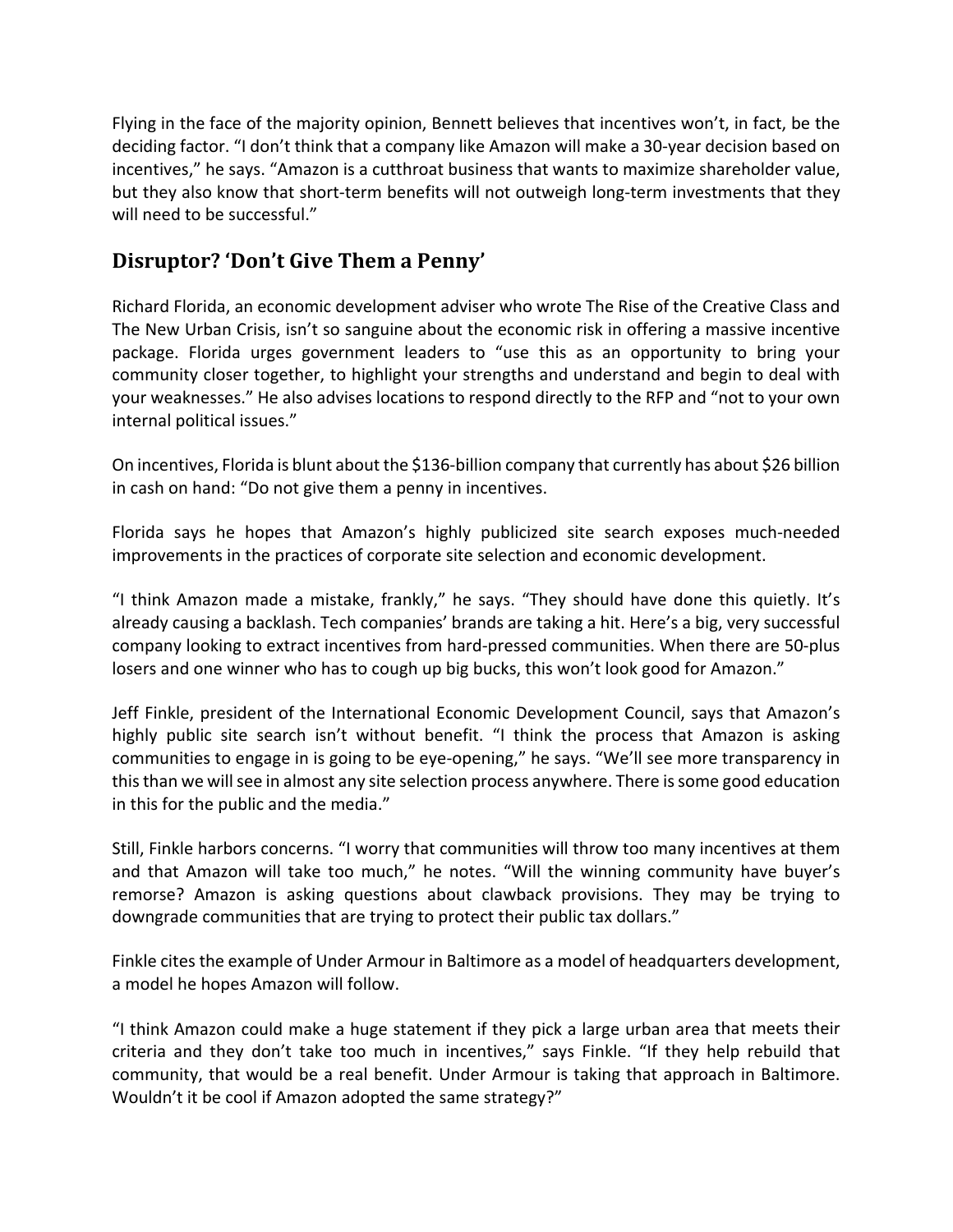Flying in the face of the majority opinion, Bennett believes that incentives won't, in fact, be the deciding factor. "I don't think that a company like Amazon will make a 30-year decision based on incentives," he says. "Amazon is a cutthroat business that wants to maximize shareholder value, but they also know that short-term benefits will not outweigh long-term investments that they will need to be successful."

## Disruptor? 'Don't Give Them a Penny'

Richard Florida, an economic development adviser who wrote The Rise of the Creative Class and The New Urban Crisis, isn't so sanguine about the economic risk in offering a massive incentive package. Florida urges government leaders to "use this as an opportunity to bring your community closer together, to highlight your strengths and understand and begin to deal with your weaknesses." He also advises locations to respond directly to the RFP and "not to your own internal political issues."

On incentives, Florida is blunt about the $136-billion company that currently has about $26 billion in cash on hand: "Do not give them a penny in incentives.

Florida says he hopes that Amazon's highly publicized site search exposes much-needed improvements in the practices of corporate site selection and economic development.

"I think Amazon made a mistake, frankly," he says. "They should have done this quietly. It's already causing a backlash. Tech companies' brands are taking a hit. Here's a big, very successful company looking to extract incentives from hard-pressed communities. When there are 50-plus losers and one winner who has to cough up big bucks, this won't look good for Amazon."

Jeff Finkle, president of the International Economic Development Council, says that Amazon's highly public site search isn't without benefit. "I think the process that Amazon is asking communities to engage in is going to be eye-opening," he says. "We'll see more transparency in this than we will see in almost any site selection process anywhere. There is some good education in this for the public and the media."

Still, Finkle harbors concerns. "I worry that communities will throw too many incentives at them and that Amazon will take too much," he notes. "Will the winning community have buyer's remorse? Amazon is asking questions about clawback provisions. They may be trying to downgrade communities that are trying to protect their public tax dollars."

Finkle cites the example of Under Armour in Baltimore as a model of headquarters development, a model he hopes Amazon will follow.

"I think Amazon could make a huge statement if they pick a large urban area that meets their criteria and they don't take too much in incentives," says Finkle. "If they help rebuild that community, that would be a real benefit. Under Armour is taking that approach in Baltimore. Wouldn't it be cool if Amazon adopted the same strategy?"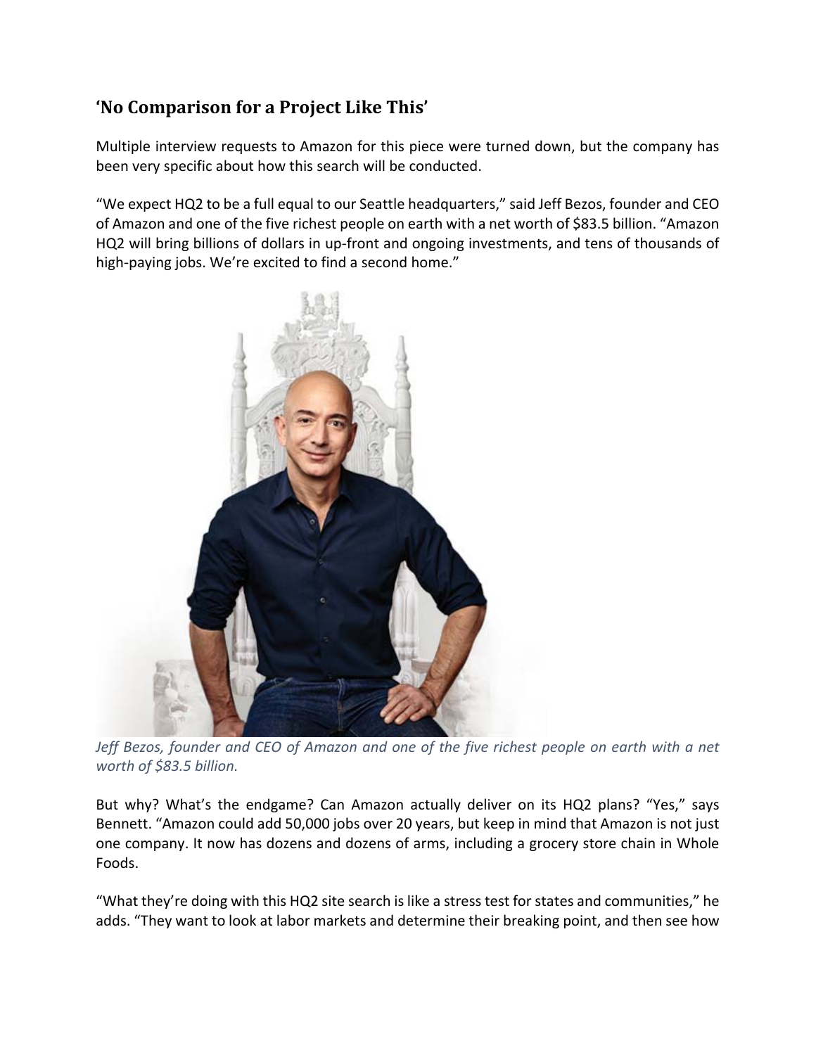## 'No Comparison for a Project Like This'

Multiple interview requests to Amazon for this piece were turned down, but the company has been very specific about how this search will be conducted.

"We expect HQ2 to be a full equal to our Seattle headquarters," said Jeff Bezos, founder and CEO of Amazon and one of the five richest people on earth with a net worth of $83.5 billion. "Amazon HQ2 will bring billions of dollars in up-front and ongoing investments, and tens of thousands of high-paying jobs. We're excited to find a second home."

*Jeff Bezos, founder and CEO of Amazon and one of the five richest people on earth with a net worth of $83.5 billion.*

But why? What's the endgame? Can Amazon actually deliver on its HQ2 plans? "Yes," says Bennett. "Amazon could add 50,000 jobs over 20 years, but keep in mind that Amazon is not just one company. It now has dozens and dozens of arms, including a grocery store chain in Whole Foods.

"What they're doing with this HQ2 site search is like a stress test for states and communities," he adds. "They want to look at labor markets and determine their breaking point, and then see how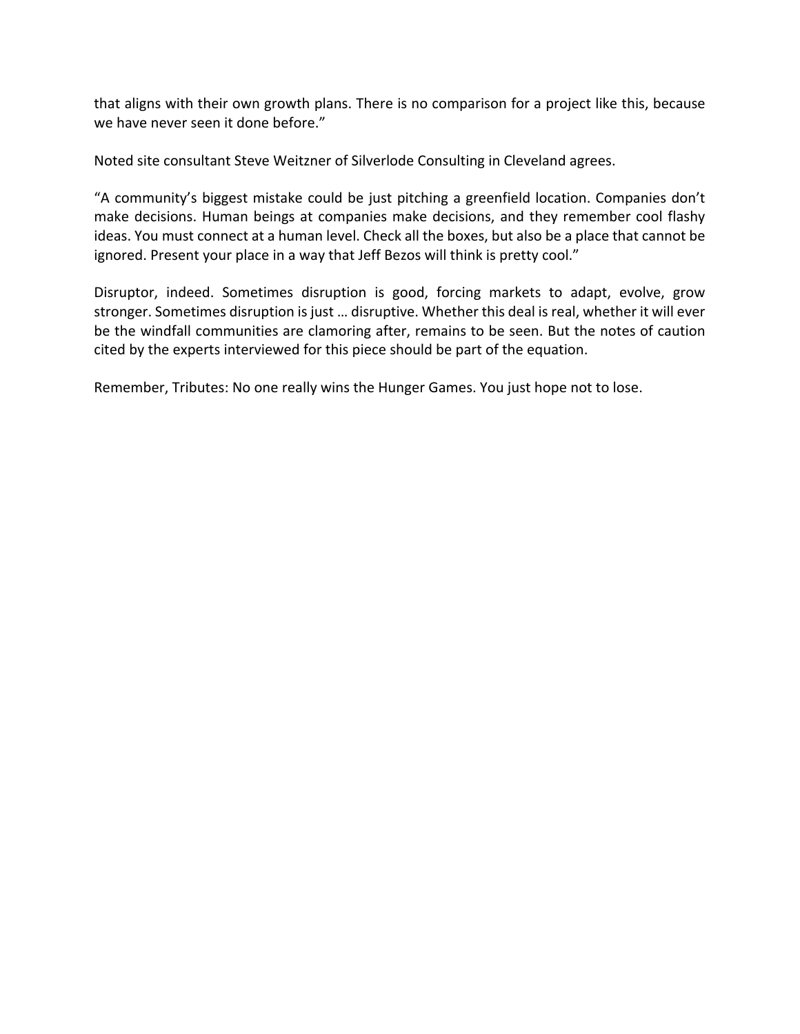that aligns with their own growth plans. There is no comparison for a project like this, because we have never seen it done before."

Noted site consultant Steve Weitzner of Silverlode Consulting in Cleveland agrees.

"A community's biggest mistake could be just pitching a greenfield location. Companies don't make decisions. Human beings at companies make decisions, and they remember cool flashy ideas. You must connect at a human level. Check all the boxes, but also be a place that cannot be ignored. Present your place in a way that Jeff Bezos will think is pretty cool."

Disruptor, indeed. Sometimes disruption is good, forcing markets to adapt, evolve, grow stronger. Sometimes disruption is just … disruptive. Whether this deal is real, whether it will ever be the windfall communities are clamoring after, remains to be seen. But the notes of caution cited by the experts interviewed for this piece should be part of the equation.

Remember, Tributes: No one really wins the Hunger Games. You just hope not to lose.